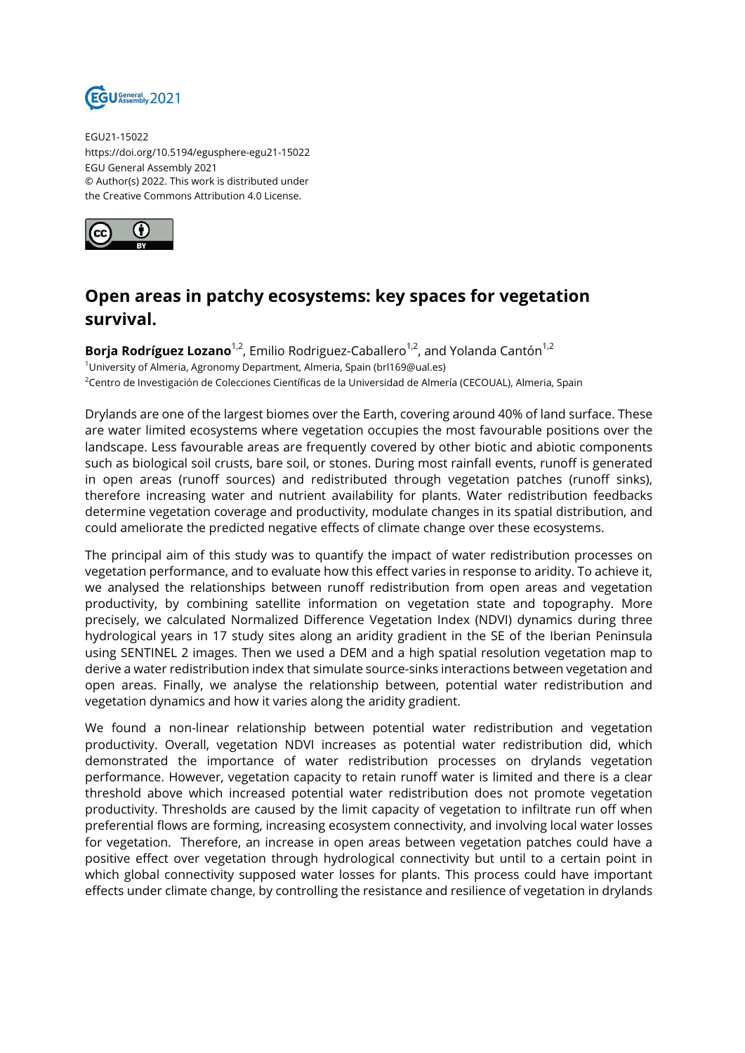EGU21-15022
https://doi.org/10.5194/egusphere-egu21-15022
EGU General Assembly 2021
© Author(s) 2022. This work is distributed under
the Creative Commons Attribution 4.0 License.

# Open areas in patchy ecosystems: key spaces for vegetation survival.

**Borja Rodríguez Lozano**[1,2], Emilio Rodriguez-Caballero[1,2], and Yolanda Cantón[1,2]

[1]University of Almeria, Agronomy Department, Almeria, Spain (brl169@ual.es)
[2]Centro de Investigación de Colecciones Científicas de la Universidad de Almería (CECOUAL), Almeria, Spain

Drylands are one of the largest biomes over the Earth, covering around 40% of land surface. These are water limited ecosystems where vegetation occupies the most favourable positions over the landscape. Less favourable areas are frequently covered by other biotic and abiotic components such as biological soil crusts, bare soil, or stones. During most rainfall events, runoff is generated in open areas (runoff sources) and redistributed through vegetation patches (runoff sinks), therefore increasing water and nutrient availability for plants. Water redistribution feedbacks determine vegetation coverage and productivity, modulate changes in its spatial distribution, and could ameliorate the predicted negative effects of climate change over these ecosystems.

The principal aim of this study was to quantify the impact of water redistribution processes on vegetation performance, and to evaluate how this effect varies in response to aridity. To achieve it, we analysed the relationships between runoff redistribution from open areas and vegetation productivity, by combining satellite information on vegetation state and topography. More precisely, we calculated Normalized Difference Vegetation Index (NDVI) dynamics during three hydrological years in 17 study sites along an aridity gradient in the SE of the Iberian Peninsula using SENTINEL 2 images. Then we used a DEM and a high spatial resolution vegetation map to derive a water redistribution index that simulate source-sinks interactions between vegetation and open areas. Finally, we analyse the relationship between, potential water redistribution and vegetation dynamics and how it varies along the aridity gradient.

We found a non-linear relationship between potential water redistribution and vegetation productivity. Overall, vegetation NDVI increases as potential water redistribution did, which demonstrated the importance of water redistribution processes on drylands vegetation performance. However, vegetation capacity to retain runoff water is limited and there is a clear threshold above which increased potential water redistribution does not promote vegetation productivity. Thresholds are caused by the limit capacity of vegetation to infiltrate run off when preferential flows are forming, increasing ecosystem connectivity, and involving local water losses for vegetation. Therefore, an increase in open areas between vegetation patches could have a positive effect over vegetation through hydrological connectivity but until to a certain point in which global connectivity supposed water losses for plants. This process could have important effects under climate change, by controlling the resistance and resilience of vegetation in drylands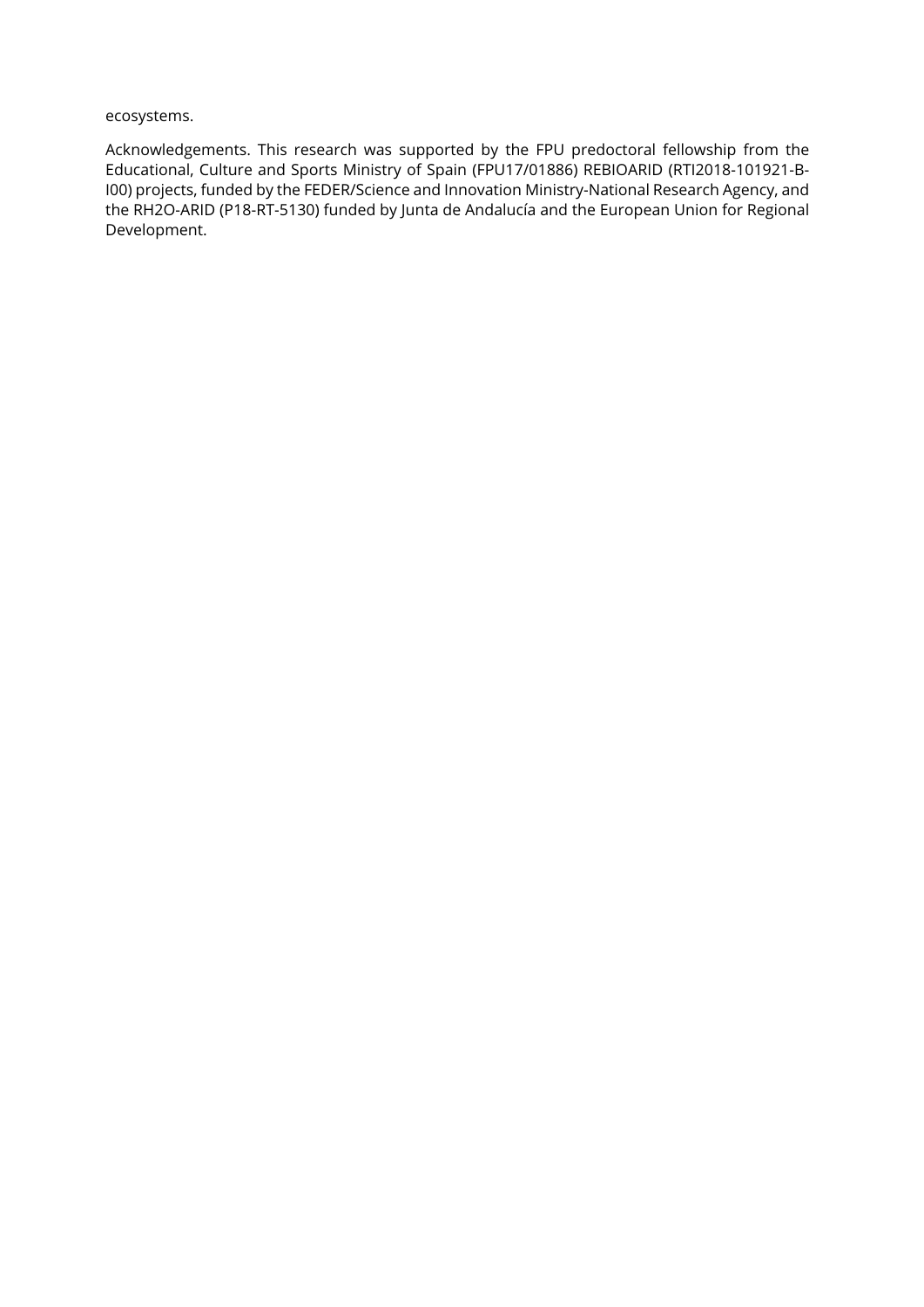ecosystems.

Acknowledgements. This research was supported by the FPU predoctoral fellowship from the Educational, Culture and Sports Ministry of Spain (FPU17/01886) REBIOARID (RTI2018-101921-B-I00) projects, funded by the FEDER/Science and Innovation Ministry-National Research Agency, and the RH2O-ARID (P18-RT-5130) funded by Junta de Andalucía and the European Union for Regional Development.